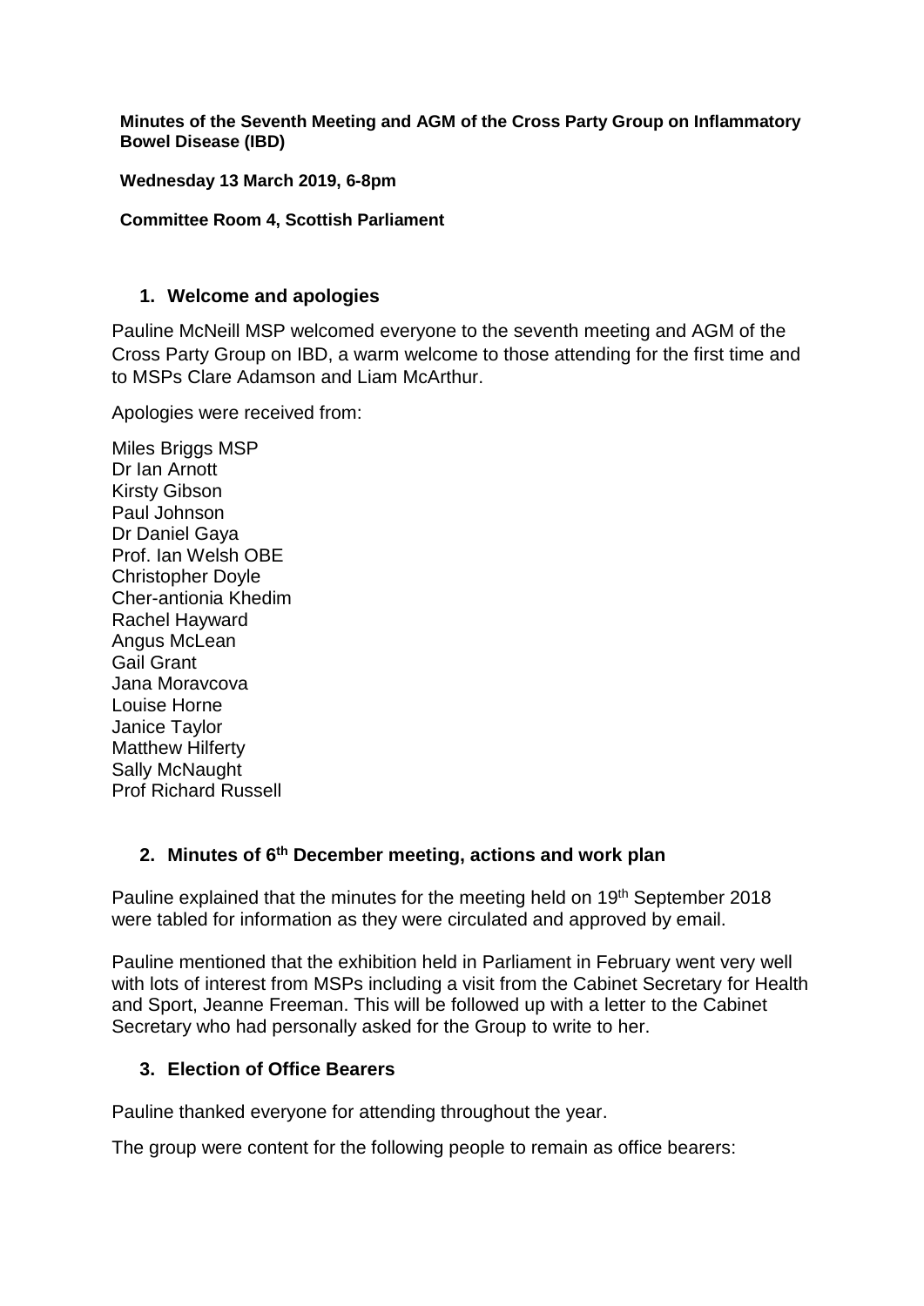**Minutes of the Seventh Meeting and AGM of the Cross Party Group on Inflammatory Bowel Disease (IBD)**

**Wednesday 13 March 2019, 6-8pm**

**Committee Room 4, Scottish Parliament**

## 1. Welcome and apologies

Pauline McNeill MSP welcomed everyone to the seventh meeting and AGM of the Cross Party Group on IBD, a warm welcome to those attending for the first time and to MSPs Clare Adamson and Liam McArthur.

Apologies were received from:

Miles Briggs MSP
Dr Ian Arnott
Kirsty Gibson
Paul Johnson
Dr Daniel Gaya
Prof. Ian Welsh OBE
Christopher Doyle
Cher-antionia Khedim
Rachel Hayward
Angus McLean
Gail Grant
Jana Moravcova
Louise Horne
Janice Taylor
Matthew Hilferty
Sally McNaught
Prof Richard Russell

## 2. Minutes of 6th December meeting, actions and work plan

Pauline explained that the minutes for the meeting held on 19th September 2018 were tabled for information as they were circulated and approved by email.

Pauline mentioned that the exhibition held in Parliament in February went very well with lots of interest from MSPs including a visit from the Cabinet Secretary for Health and Sport, Jeanne Freeman. This will be followed up with a letter to the Cabinet Secretary who had personally asked for the Group to write to her.

## 3. Election of Office Bearers

Pauline thanked everyone for attending throughout the year.

The group were content for the following people to remain as office bearers: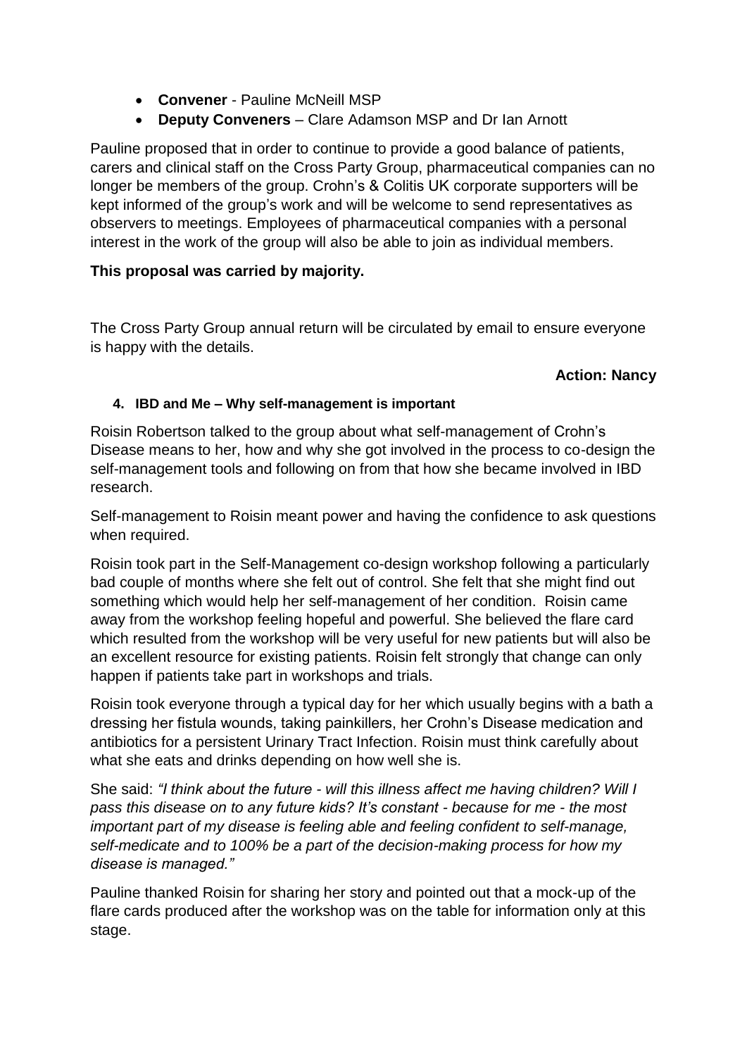- **Convener** - Pauline McNeill MSP
- **Deputy Conveners** – Clare Adamson MSP and Dr Ian Arnott

Pauline proposed that in order to continue to provide a good balance of patients, carers and clinical staff on the Cross Party Group, pharmaceutical companies can no longer be members of the group. Crohn's & Colitis UK corporate supporters will be kept informed of the group's work and will be welcome to send representatives as observers to meetings. Employees of pharmaceutical companies with a personal interest in the work of the group will also be able to join as individual members.

**This proposal was carried by majority.**

The Cross Party Group annual return will be circulated by email to ensure everyone is happy with the details.

**Action: Nancy**

#### 4. IBD and Me – Why self-management is important

Roisin Robertson talked to the group about what self-management of Crohn's Disease means to her, how and why she got involved in the process to co-design the self-management tools and following on from that how she became involved in IBD research.

Self-management to Roisin meant power and having the confidence to ask questions when required.

Roisin took part in the Self-Management co-design workshop following a particularly bad couple of months where she felt out of control. She felt that she might find out something which would help her self-management of her condition. Roisin came away from the workshop feeling hopeful and powerful. She believed the flare card which resulted from the workshop will be very useful for new patients but will also be an excellent resource for existing patients. Roisin felt strongly that change can only happen if patients take part in workshops and trials.

Roisin took everyone through a typical day for her which usually begins with a bath a dressing her fistula wounds, taking painkillers, her Crohn's Disease medication and antibiotics for a persistent Urinary Tract Infection. Roisin must think carefully about what she eats and drinks depending on how well she is.

She said: *"I think about the future - will this illness affect me having children? Will I pass this disease on to any future kids? It's constant - because for me - the most important part of my disease is feeling able and feeling confident to self-manage, self-medicate and to 100% be a part of the decision-making process for how my disease is managed."*

Pauline thanked Roisin for sharing her story and pointed out that a mock-up of the flare cards produced after the workshop was on the table for information only at this stage.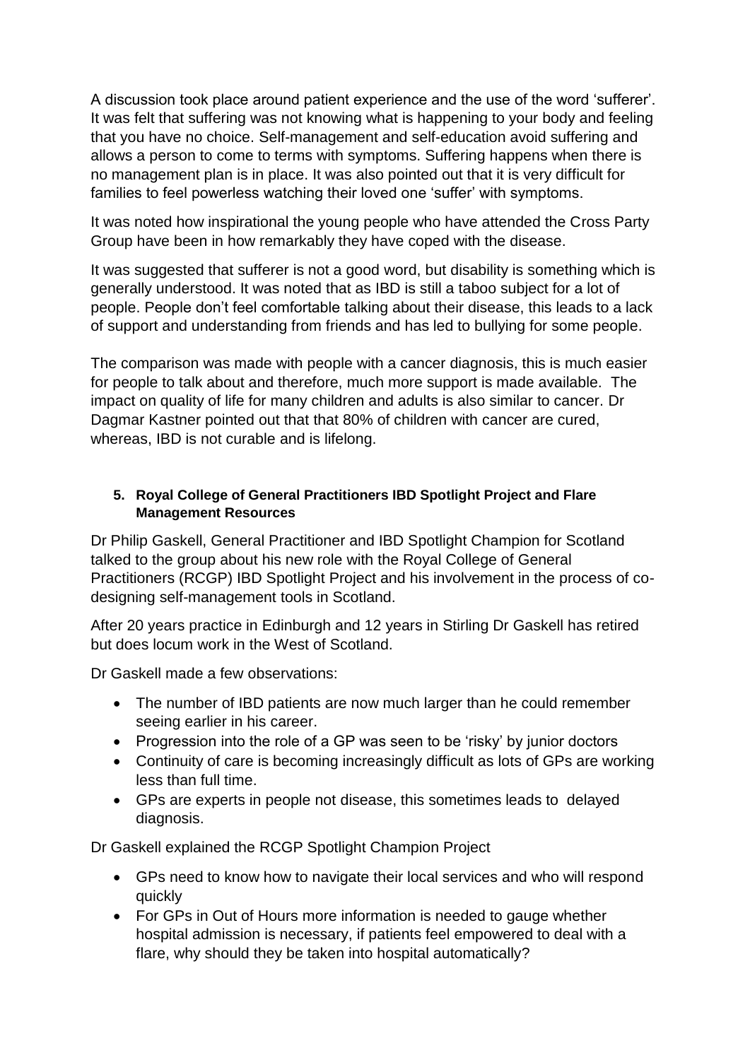A discussion took place around patient experience and the use of the word 'sufferer'. It was felt that suffering was not knowing what is happening to your body and feeling that you have no choice. Self-management and self-education avoid suffering and allows a person to come to terms with symptoms. Suffering happens when there is no management plan is in place. It was also pointed out that it is very difficult for families to feel powerless watching their loved one 'suffer' with symptoms.

It was noted how inspirational the young people who have attended the Cross Party Group have been in how remarkably they have coped with the disease.

It was suggested that sufferer is not a good word, but disability is something which is generally understood. It was noted that as IBD is still a taboo subject for a lot of people. People don't feel comfortable talking about their disease, this leads to a lack of support and understanding from friends and has led to bullying for some people.

The comparison was made with people with a cancer diagnosis, this is much easier for people to talk about and therefore, much more support is made available. The impact on quality of life for many children and adults is also similar to cancer. Dr Dagmar Kastner pointed out that that 80% of children with cancer are cured, whereas, IBD is not curable and is lifelong.

**5. Royal College of General Practitioners IBD Spotlight Project and Flare Management Resources**

Dr Philip Gaskell, General Practitioner and IBD Spotlight Champion for Scotland talked to the group about his new role with the Royal College of General Practitioners (RCGP) IBD Spotlight Project and his involvement in the process of co-designing self-management tools in Scotland.

After 20 years practice in Edinburgh and 12 years in Stirling Dr Gaskell has retired but does locum work in the West of Scotland.

Dr Gaskell made a few observations:

- The number of IBD patients are now much larger than he could remember seeing earlier in his career.
- Progression into the role of a GP was seen to be 'risky' by junior doctors
- Continuity of care is becoming increasingly difficult as lots of GPs are working less than full time.
- GPs are experts in people not disease, this sometimes leads to delayed diagnosis.

Dr Gaskell explained the RCGP Spotlight Champion Project

- GPs need to know how to navigate their local services and who will respond quickly
- For GPs in Out of Hours more information is needed to gauge whether hospital admission is necessary, if patients feel empowered to deal with a flare, why should they be taken into hospital automatically?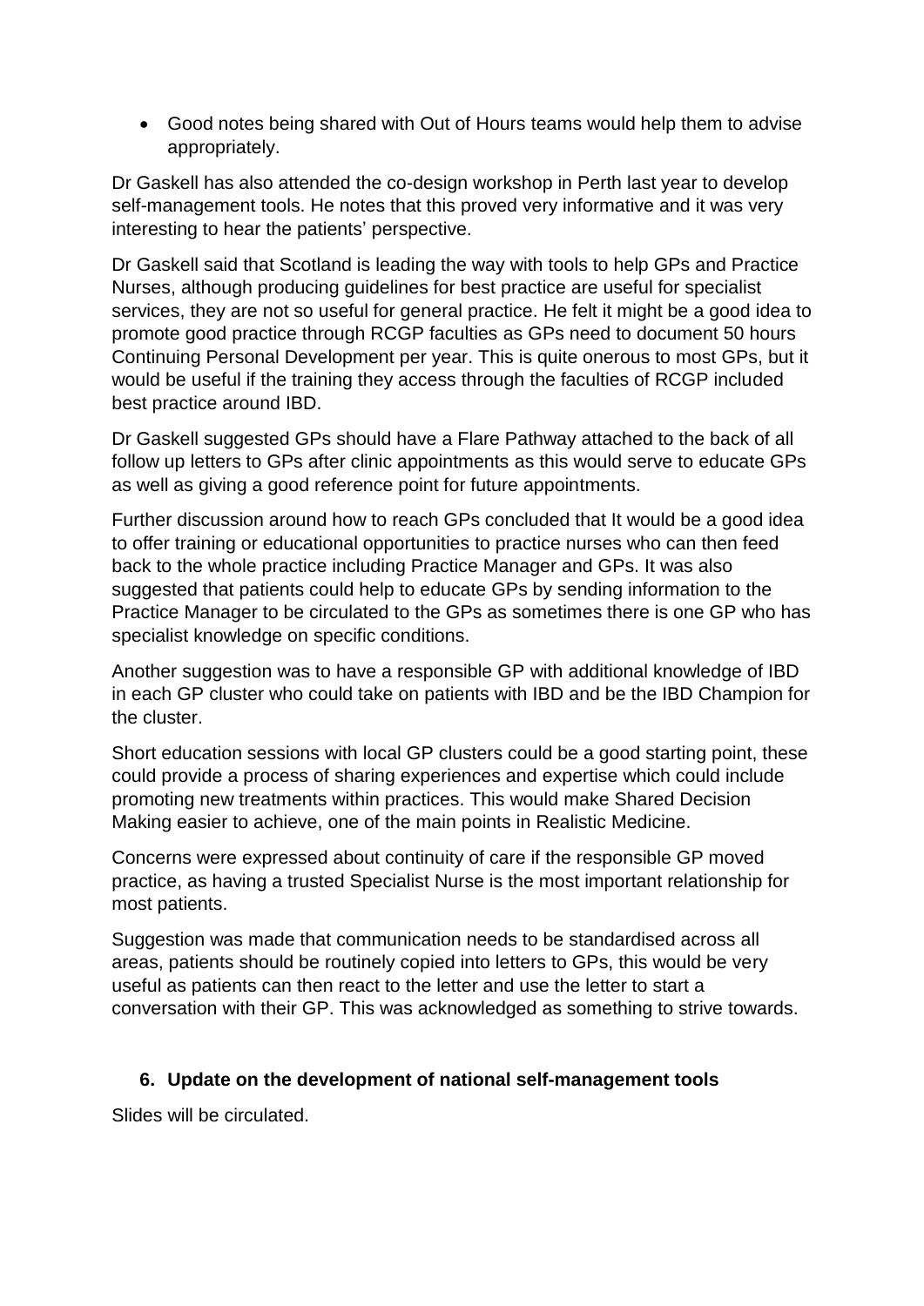- Good notes being shared with Out of Hours teams would help them to advise appropriately.

Dr Gaskell has also attended the co-design workshop in Perth last year to develop self-management tools. He notes that this proved very informative and it was very interesting to hear the patients' perspective.

Dr Gaskell said that Scotland is leading the way with tools to help GPs and Practice Nurses, although producing guidelines for best practice are useful for specialist services, they are not so useful for general practice. He felt it might be a good idea to promote good practice through RCGP faculties as GPs need to document 50 hours Continuing Personal Development per year. This is quite onerous to most GPs, but it would be useful if the training they access through the faculties of RCGP included best practice around IBD.

Dr Gaskell suggested GPs should have a Flare Pathway attached to the back of all follow up letters to GPs after clinic appointments as this would serve to educate GPs as well as giving a good reference point for future appointments.

Further discussion around how to reach GPs concluded that It would be a good idea to offer training or educational opportunities to practice nurses who can then feed back to the whole practice including Practice Manager and GPs. It was also suggested that patients could help to educate GPs by sending information to the Practice Manager to be circulated to the GPs as sometimes there is one GP who has specialist knowledge on specific conditions.

Another suggestion was to have a responsible GP with additional knowledge of IBD in each GP cluster who could take on patients with IBD and be the IBD Champion for the cluster.

Short education sessions with local GP clusters could be a good starting point, these could provide a process of sharing experiences and expertise which could include promoting new treatments within practices. This would make Shared Decision Making easier to achieve, one of the main points in Realistic Medicine.

Concerns were expressed about continuity of care if the responsible GP moved practice, as having a trusted Specialist Nurse is the most important relationship for most patients.

Suggestion was made that communication needs to be standardised across all areas, patients should be routinely copied into letters to GPs, this would be very useful as patients can then react to the letter and use the letter to start a conversation with their GP. This was acknowledged as something to strive towards.

## 6. Update on the development of national self-management tools

Slides will be circulated.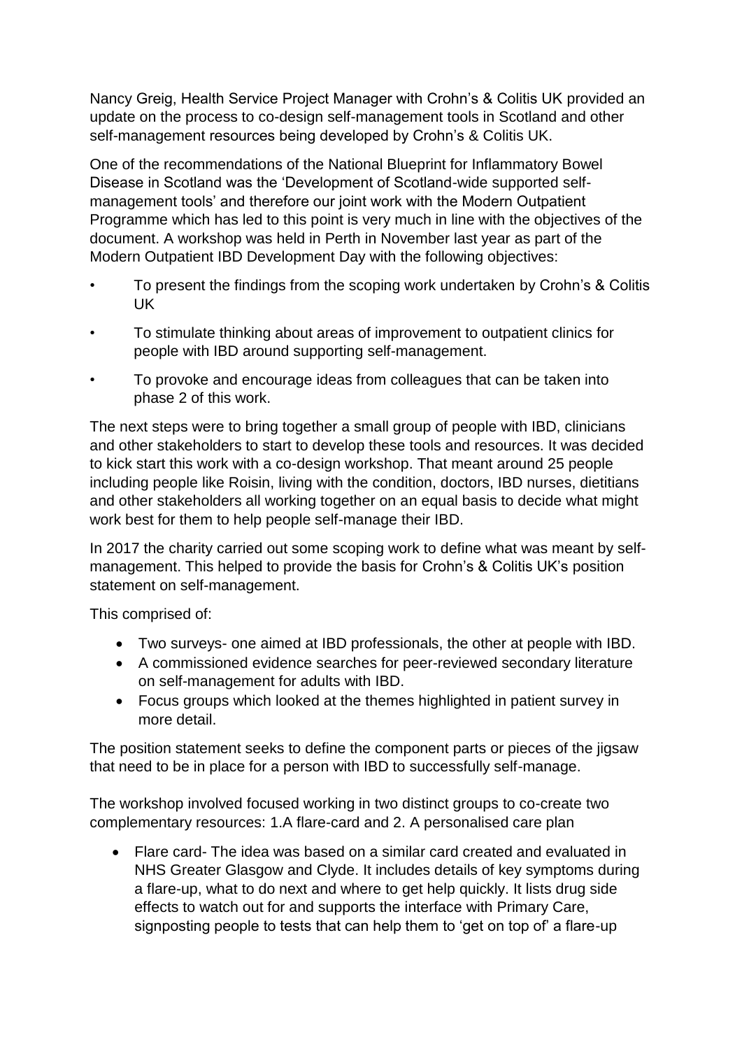Nancy Greig, Health Service Project Manager with Crohn's & Colitis UK provided an update on the process to co-design self-management tools in Scotland and other self-management resources being developed by Crohn's & Colitis UK.

One of the recommendations of the National Blueprint for Inflammatory Bowel Disease in Scotland was the 'Development of Scotland-wide supported self-management tools' and therefore our joint work with the Modern Outpatient Programme which has led to this point is very much in line with the objectives of the document. A workshop was held in Perth in November last year as part of the Modern Outpatient IBD Development Day with the following objectives:

- To present the findings from the scoping work undertaken by Crohn's & Colitis UK
- To stimulate thinking about areas of improvement to outpatient clinics for people with IBD around supporting self-management.
- To provoke and encourage ideas from colleagues that can be taken into phase 2 of this work.

The next steps were to bring together a small group of people with IBD, clinicians and other stakeholders to start to develop these tools and resources. It was decided to kick start this work with a co-design workshop. That meant around 25 people including people like Roisin, living with the condition, doctors, IBD nurses, dietitians and other stakeholders all working together on an equal basis to decide what might work best for them to help people self-manage their IBD.

In 2017 the charity carried out some scoping work to define what was meant by self-management. This helped to provide the basis for Crohn's & Colitis UK's position statement on self-management.

This comprised of:

- Two surveys- one aimed at IBD professionals, the other at people with IBD.
- A commissioned evidence searches for peer-reviewed secondary literature on self-management for adults with IBD.
- Focus groups which looked at the themes highlighted in patient survey in more detail.

The position statement seeks to define the component parts or pieces of the jigsaw that need to be in place for a person with IBD to successfully self-manage.

The workshop involved focused working in two distinct groups to co-create two complementary resources: 1.A flare-card and 2. A personalised care plan

- Flare card- The idea was based on a similar card created and evaluated in NHS Greater Glasgow and Clyde. It includes details of key symptoms during a flare-up, what to do next and where to get help quickly. It lists drug side effects to watch out for and supports the interface with Primary Care, signposting people to tests that can help them to 'get on top of' a flare-up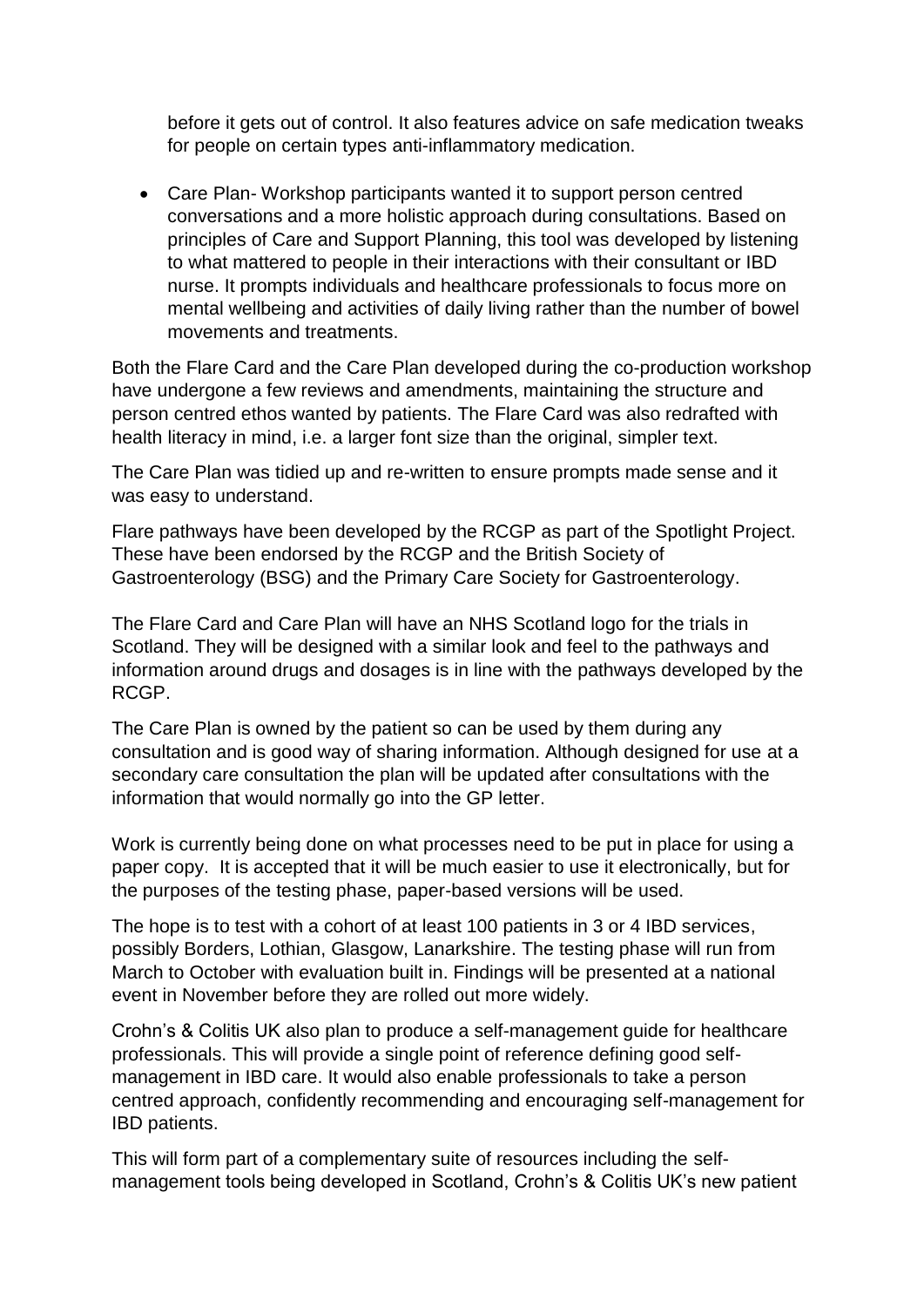before it gets out of control. It also features advice on safe medication tweaks for people on certain types anti-inflammatory medication.

- Care Plan- Workshop participants wanted it to support person centred conversations and a more holistic approach during consultations. Based on principles of Care and Support Planning, this tool was developed by listening to what mattered to people in their interactions with their consultant or IBD nurse. It prompts individuals and healthcare professionals to focus more on mental wellbeing and activities of daily living rather than the number of bowel movements and treatments.

Both the Flare Card and the Care Plan developed during the co-production workshop have undergone a few reviews and amendments, maintaining the structure and person centred ethos wanted by patients. The Flare Card was also redrafted with health literacy in mind, i.e. a larger font size than the original, simpler text.

The Care Plan was tidied up and re-written to ensure prompts made sense and it was easy to understand.

Flare pathways have been developed by the RCGP as part of the Spotlight Project. These have been endorsed by the RCGP and the British Society of Gastroenterology (BSG) and the Primary Care Society for Gastroenterology.

The Flare Card and Care Plan will have an NHS Scotland logo for the trials in Scotland. They will be designed with a similar look and feel to the pathways and information around drugs and dosages is in line with the pathways developed by the RCGP.

The Care Plan is owned by the patient so can be used by them during any consultation and is good way of sharing information. Although designed for use at a secondary care consultation the plan will be updated after consultations with the information that would normally go into the GP letter.

Work is currently being done on what processes need to be put in place for using a paper copy. It is accepted that it will be much easier to use it electronically, but for the purposes of the testing phase, paper-based versions will be used.

The hope is to test with a cohort of at least 100 patients in 3 or 4 IBD services, possibly Borders, Lothian, Glasgow, Lanarkshire. The testing phase will run from March to October with evaluation built in. Findings will be presented at a national event in November before they are rolled out more widely.

Crohn's & Colitis UK also plan to produce a self-management guide for healthcare professionals. This will provide a single point of reference defining good self-management in IBD care. It would also enable professionals to take a person centred approach, confidently recommending and encouraging self-management for IBD patients.

This will form part of a complementary suite of resources including the self-management tools being developed in Scotland, Crohn's & Colitis UK's new patient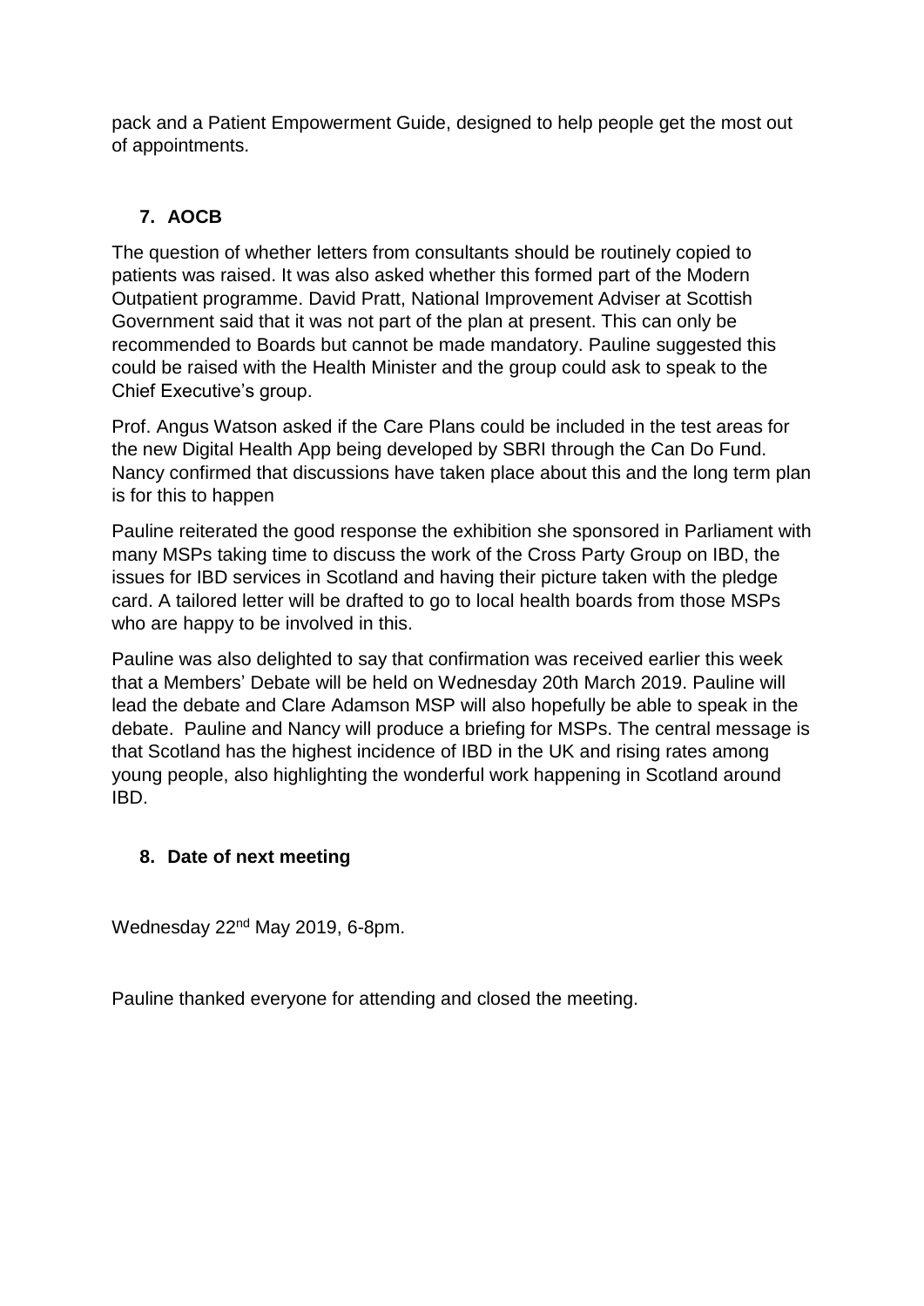pack and a Patient Empowerment Guide, designed to help people get the most out of appointments.

## 7. AOCB

The question of whether letters from consultants should be routinely copied to patients was raised. It was also asked whether this formed part of the Modern Outpatient programme. David Pratt, National Improvement Adviser at Scottish Government said that it was not part of the plan at present. This can only be recommended to Boards but cannot be made mandatory. Pauline suggested this could be raised with the Health Minister and the group could ask to speak to the Chief Executive's group.

Prof. Angus Watson asked if the Care Plans could be included in the test areas for the new Digital Health App being developed by SBRI through the Can Do Fund. Nancy confirmed that discussions have taken place about this and the long term plan is for this to happen

Pauline reiterated the good response the exhibition she sponsored in Parliament with many MSPs taking time to discuss the work of the Cross Party Group on IBD, the issues for IBD services in Scotland and having their picture taken with the pledge card. A tailored letter will be drafted to go to local health boards from those MSPs who are happy to be involved in this.

Pauline was also delighted to say that confirmation was received earlier this week that a Members' Debate will be held on Wednesday 20th March 2019. Pauline will lead the debate and Clare Adamson MSP will also hopefully be able to speak in the debate. Pauline and Nancy will produce a briefing for MSPs. The central message is that Scotland has the highest incidence of IBD in the UK and rising rates among young people, also highlighting the wonderful work happening in Scotland around IBD.

## 8. Date of next meeting

Wednesday 22nd May 2019, 6-8pm.

Pauline thanked everyone for attending and closed the meeting.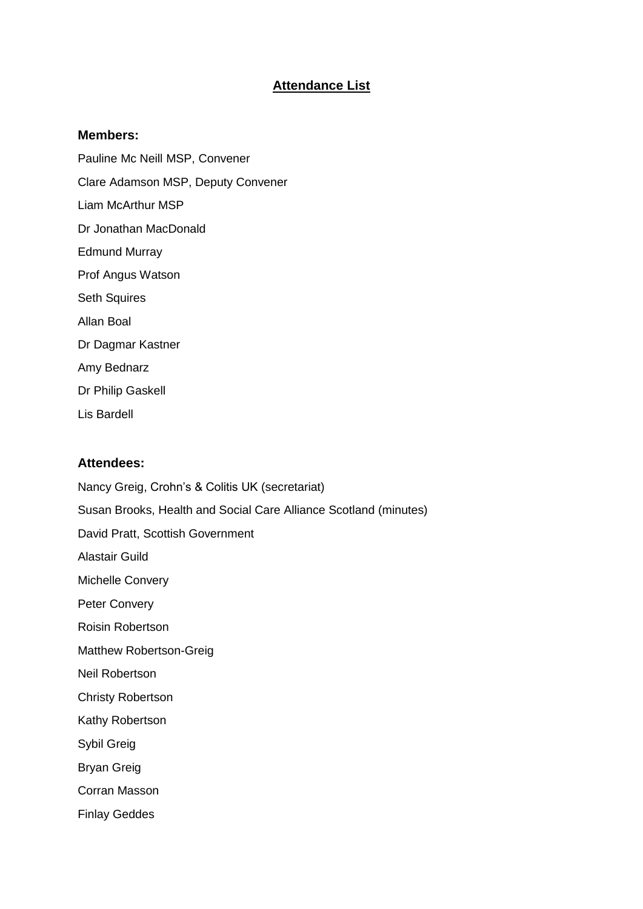## Attendance List

**Members:**

Pauline Mc Neill MSP, Convener

Clare Adamson MSP, Deputy Convener

Liam McArthur MSP

Dr Jonathan MacDonald

Edmund Murray

Prof Angus Watson

Seth Squires

Allan Boal

Dr Dagmar Kastner

Amy Bednarz

Dr Philip Gaskell

Lis Bardell

**Attendees:**

Nancy Greig, Crohn's & Colitis UK (secretariat)

Susan Brooks, Health and Social Care Alliance Scotland (minutes)

David Pratt, Scottish Government

Alastair Guild

Michelle Convery

Peter Convery

Roisin Robertson

Matthew Robertson-Greig

Neil Robertson

Christy Robertson

Kathy Robertson

Sybil Greig

Bryan Greig

Corran Masson

Finlay Geddes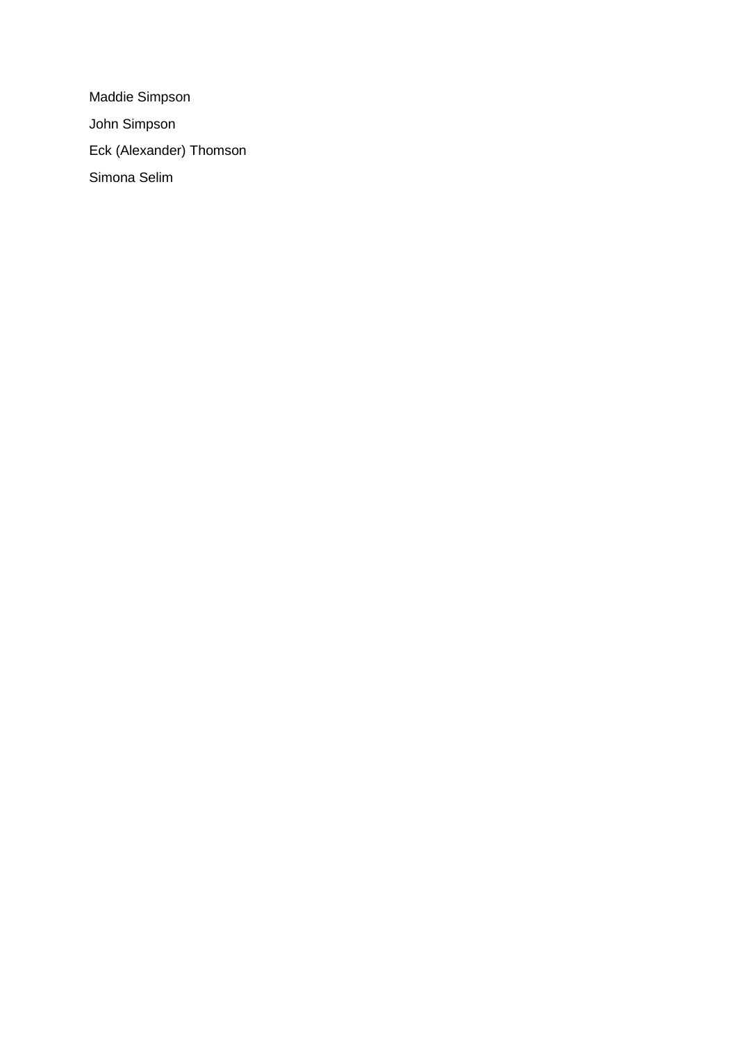Maddie Simpson

John Simpson

Eck (Alexander) Thomson

Simona Selim